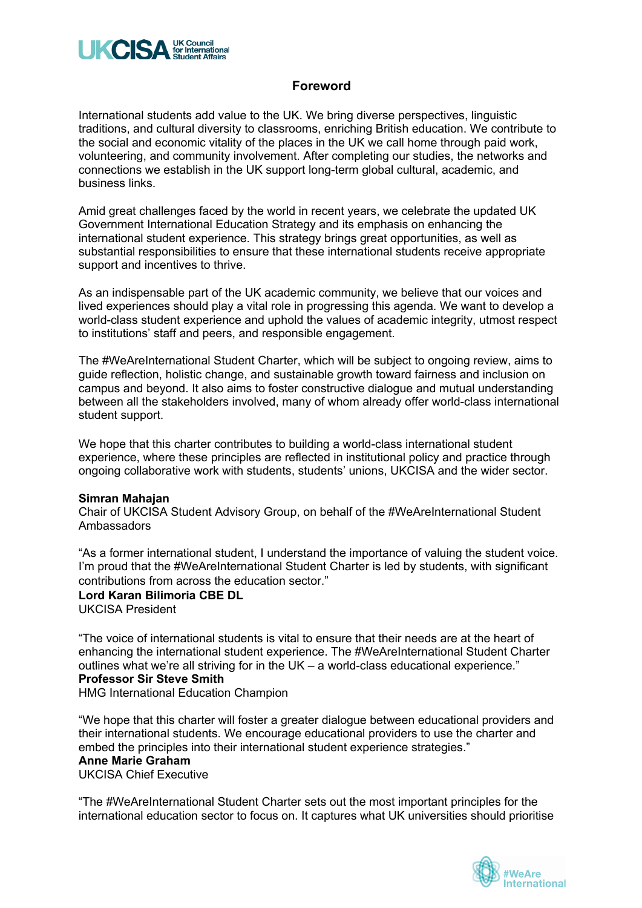## Foreword

International students add value to the UK. We bring diverse perspectives, linguistic traditions, and cultural diversity to classrooms, enriching British education. We contribute to the social and economic vitality of the places in the UK we call home through paid work, volunteering, and community involvement. After completing our studies, the networks and connections we establish in the UK support long-term global cultural, academic, and business links.

Amid great challenges faced by the world in recent years, we celebrate the updated UK Government International Education Strategy and its emphasis on enhancing the international student experience. This strategy brings great opportunities, as well as substantial responsibilities to ensure that these international students receive appropriate support and incentives to thrive.

As an indispensable part of the UK academic community, we believe that our voices and lived experiences should play a vital role in progressing this agenda. We want to develop a world-class student experience and uphold the values of academic integrity, utmost respect to institutions' staff and peers, and responsible engagement.

The #WeAreInternational Student Charter, which will be subject to ongoing review, aims to guide reflection, holistic change, and sustainable growth toward fairness and inclusion on campus and beyond. It also aims to foster constructive dialogue and mutual understanding between all the stakeholders involved, many of whom already offer world-class international student support.

We hope that this charter contributes to building a world-class international student experience, where these principles are reflected in institutional policy and practice through ongoing collaborative work with students, students' unions, UKCISA and the wider sector.

**Simran Mahajan**
Chair of UKCISA Student Advisory Group, on behalf of the #WeAreInternational Student Ambassadors

"As a former international student, I understand the importance of valuing the student voice. I'm proud that the #WeAreInternational Student Charter is led by students, with significant contributions from across the education sector."
**Lord Karan Bilimoria CBE DL**
UKCISA President

"The voice of international students is vital to ensure that their needs are at the heart of enhancing the international student experience. The #WeAreInternational Student Charter outlines what we're all striving for in the UK – a world-class educational experience."
**Professor Sir Steve Smith**
HMG International Education Champion

"We hope that this charter will foster a greater dialogue between educational providers and their international students. We encourage educational providers to use the charter and embed the principles into their international student experience strategies."
**Anne Marie Graham**
UKCISA Chief Executive

"The #WeAreInternational Student Charter sets out the most important principles for the international education sector to focus on. It captures what UK universities should prioritise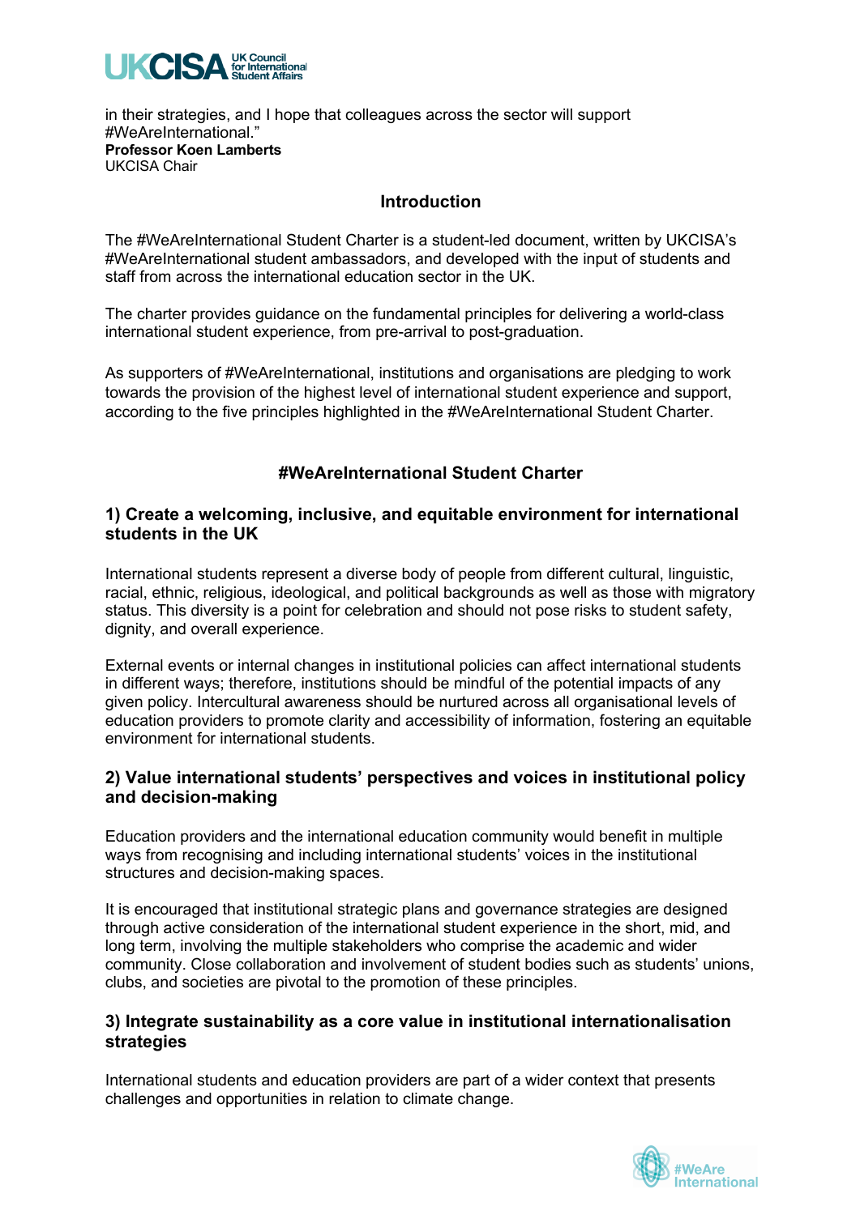in their strategies, and I hope that colleagues across the sector will support #WeAreInternational."

**Professor Koen Lamberts**
UKCISA Chair

## Introduction

The #WeAreInternational Student Charter is a student-led document, written by UKCISA's #WeAreInternational student ambassadors, and developed with the input of students and staff from across the international education sector in the UK.

The charter provides guidance on the fundamental principles for delivering a world-class international student experience, from pre-arrival to post-graduation.

As supporters of #WeAreInternational, institutions and organisations are pledging to work towards the provision of the highest level of international student experience and support, according to the five principles highlighted in the #WeAreInternational Student Charter.

## #WeAreInternational Student Charter

### 1) Create a welcoming, inclusive, and equitable environment for international students in the UK

International students represent a diverse body of people from different cultural, linguistic, racial, ethnic, religious, ideological, and political backgrounds as well as those with migratory status. This diversity is a point for celebration and should not pose risks to student safety, dignity, and overall experience.

External events or internal changes in institutional policies can affect international students in different ways; therefore, institutions should be mindful of the potential impacts of any given policy. Intercultural awareness should be nurtured across all organisational levels of education providers to promote clarity and accessibility of information, fostering an equitable environment for international students.

### 2) Value international students' perspectives and voices in institutional policy and decision-making

Education providers and the international education community would benefit in multiple ways from recognising and including international students' voices in the institutional structures and decision-making spaces.

It is encouraged that institutional strategic plans and governance strategies are designed through active consideration of the international student experience in the short, mid, and long term, involving the multiple stakeholders who comprise the academic and wider community. Close collaboration and involvement of student bodies such as students' unions, clubs, and societies are pivotal to the promotion of these principles.

### 3) Integrate sustainability as a core value in institutional internationalisation strategies

International students and education providers are part of a wider context that presents challenges and opportunities in relation to climate change.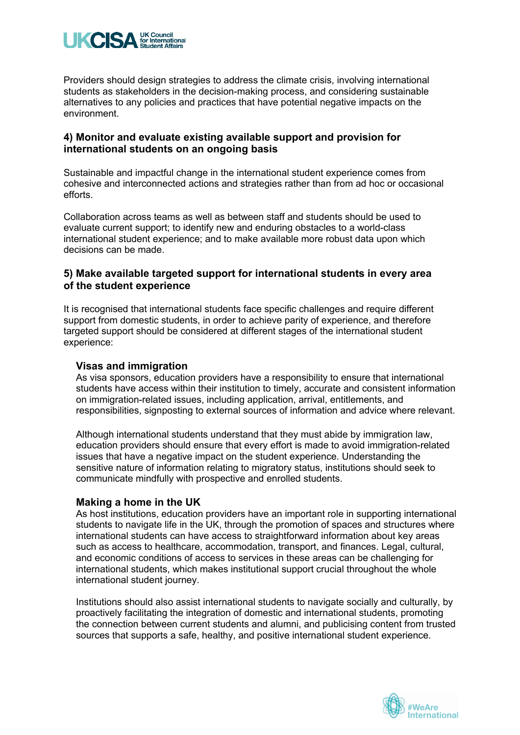Providers should design strategies to address the climate crisis, involving international students as stakeholders in the decision-making process, and considering sustainable alternatives to any policies and practices that have potential negative impacts on the environment.

### 4) Monitor and evaluate existing available support and provision for international students on an ongoing basis

Sustainable and impactful change in the international student experience comes from cohesive and interconnected actions and strategies rather than from ad hoc or occasional efforts.

Collaboration across teams as well as between staff and students should be used to evaluate current support; to identify new and enduring obstacles to a world-class international student experience; and to make available more robust data upon which decisions can be made.

### 5) Make available targeted support for international students in every area of the student experience

It is recognised that international students face specific challenges and require different support from domestic students, in order to achieve parity of experience, and therefore targeted support should be considered at different stages of the international student experience:

#### Visas and immigration

As visa sponsors, education providers have a responsibility to ensure that international students have access within their institution to timely, accurate and consistent information on immigration-related issues, including application, arrival, entitlements, and responsibilities, signposting to external sources of information and advice where relevant.

Although international students understand that they must abide by immigration law, education providers should ensure that every effort is made to avoid immigration-related issues that have a negative impact on the student experience. Understanding the sensitive nature of information relating to migratory status, institutions should seek to communicate mindfully with prospective and enrolled students.

#### Making a home in the UK

As host institutions, education providers have an important role in supporting international students to navigate life in the UK, through the promotion of spaces and structures where international students can have access to straightforward information about key areas such as access to healthcare, accommodation, transport, and finances. Legal, cultural, and economic conditions of access to services in these areas can be challenging for international students, which makes institutional support crucial throughout the whole international student journey.

Institutions should also assist international students to navigate socially and culturally, by proactively facilitating the integration of domestic and international students, promoting the connection between current students and alumni, and publicising content from trusted sources that supports a safe, healthy, and positive international student experience.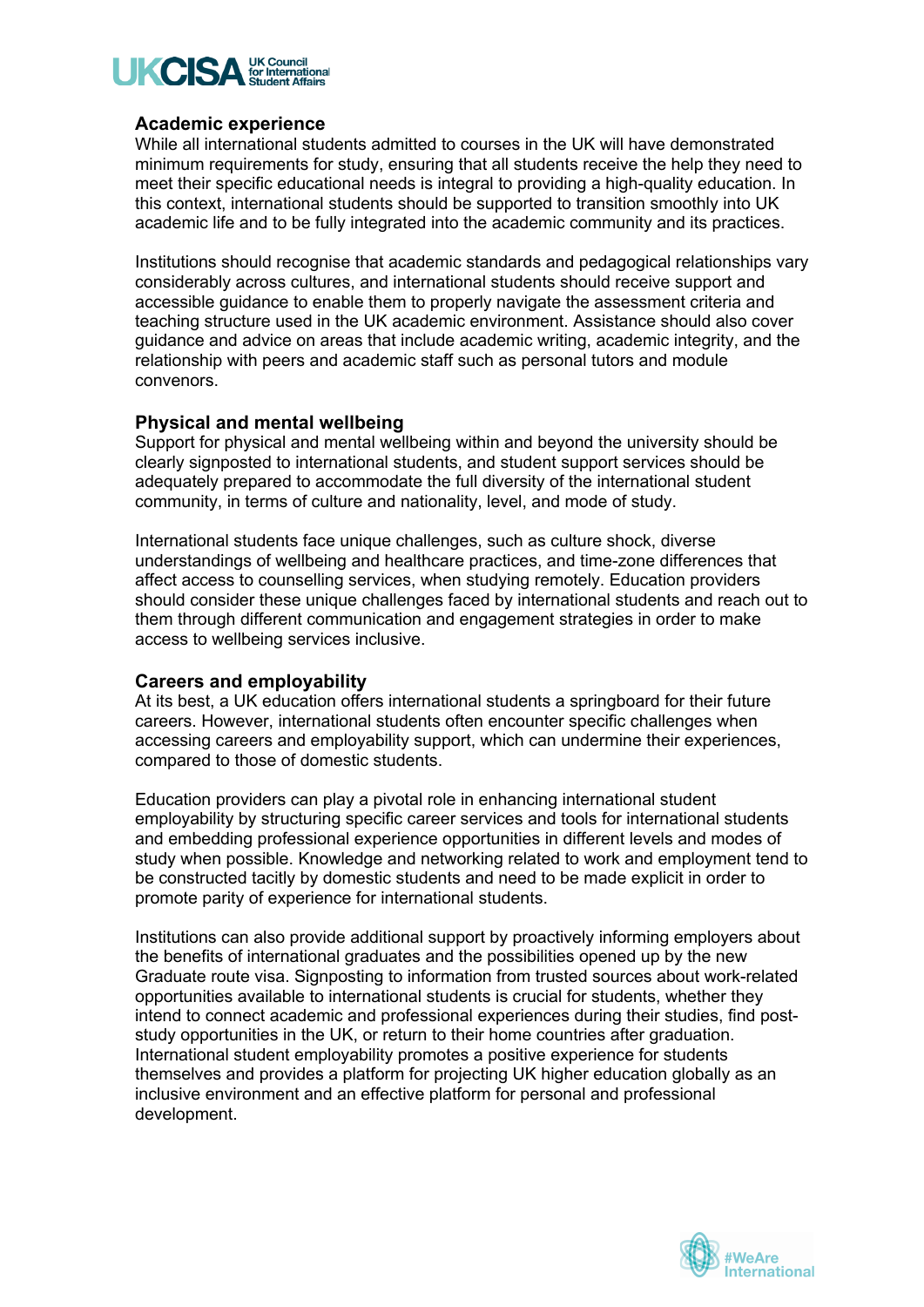### Academic experience

While all international students admitted to courses in the UK will have demonstrated minimum requirements for study, ensuring that all students receive the help they need to meet their specific educational needs is integral to providing a high-quality education. In this context, international students should be supported to transition smoothly into UK academic life and to be fully integrated into the academic community and its practices.

Institutions should recognise that academic standards and pedagogical relationships vary considerably across cultures, and international students should receive support and accessible guidance to enable them to properly navigate the assessment criteria and teaching structure used in the UK academic environment. Assistance should also cover guidance and advice on areas that include academic writing, academic integrity, and the relationship with peers and academic staff such as personal tutors and module convenors.

### Physical and mental wellbeing

Support for physical and mental wellbeing within and beyond the university should be clearly signposted to international students, and student support services should be adequately prepared to accommodate the full diversity of the international student community, in terms of culture and nationality, level, and mode of study.

International students face unique challenges, such as culture shock, diverse understandings of wellbeing and healthcare practices, and time-zone differences that affect access to counselling services, when studying remotely. Education providers should consider these unique challenges faced by international students and reach out to them through different communication and engagement strategies in order to make access to wellbeing services inclusive.

### Careers and employability

At its best, a UK education offers international students a springboard for their future careers. However, international students often encounter specific challenges when accessing careers and employability support, which can undermine their experiences, compared to those of domestic students.

Education providers can play a pivotal role in enhancing international student employability by structuring specific career services and tools for international students and embedding professional experience opportunities in different levels and modes of study when possible. Knowledge and networking related to work and employment tend to be constructed tacitly by domestic students and need to be made explicit in order to promote parity of experience for international students.

Institutions can also provide additional support by proactively informing employers about the benefits of international graduates and the possibilities opened up by the new Graduate route visa. Signposting to information from trusted sources about work-related opportunities available to international students is crucial for students, whether they intend to connect academic and professional experiences during their studies, find post-study opportunities in the UK, or return to their home countries after graduation. International student employability promotes a positive experience for students themselves and provides a platform for projecting UK higher education globally as an inclusive environment and an effective platform for personal and professional development.